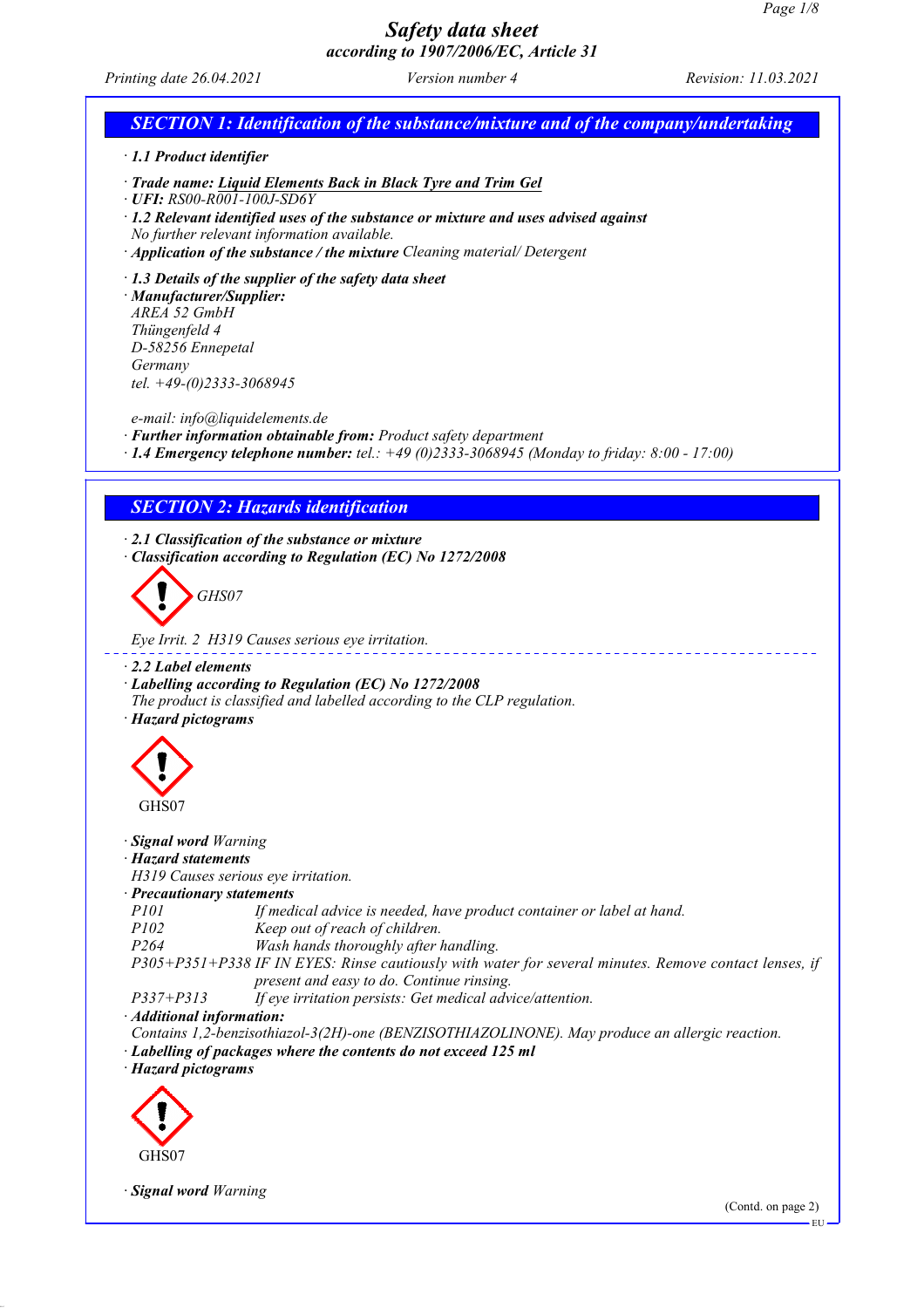# Safety data sheet

*according to 1907/2006/EC, Article 31*

*Printing date 26.04.2021* *Version number 4* *Revision: 11.03.2021*

## SECTION 1: Identification of the substance/mixture and of the company/undertaking

· **1.1 Product identifier**

· **Trade name: Liquid Elements Back in Black Tyre and Trim Gel**
· **UFI:** RS00-R001-100J-SD6Y
· **1.2 Relevant identified uses of the substance or mixture and uses advised against**
No further relevant information available.
· **Application of the substance / the mixture** Cleaning material/ Detergent

· **1.3 Details of the supplier of the safety data sheet**
· **Manufacturer/Supplier:**
AREA 52 GmbH
Thüngenfeld 4
D-58256 Ennepetal
Germany
tel. +49-(0)2333-3068945

e-mail: info@liquidelements.de
· **Further information obtainable from:** Product safety department
· **1.4 Emergency telephone number:** tel.: +49 (0)2333-3068945 (Monday to friday: 8:00 - 17:00)

## SECTION 2: Hazards identification

· **2.1 Classification of the substance or mixture**
· **Classification according to Regulation (EC) No 1272/2008**

GHS07

Eye Irrit. 2 H319 Causes serious eye irritation.

· **2.2 Label elements**
· **Labelling according to Regulation (EC) No 1272/2008**
The product is classified and labelled according to the CLP regulation.
· **Hazard pictograms**

GHS07

· **Signal word** Warning
· **Hazard statements**
H319 Causes serious eye irritation.
· **Precautionary statements**

| | |
|---|---|
| P101 | If medical advice is needed, have product container or label at hand. |
| P102 | Keep out of reach of children. |
| P264 | Wash hands thoroughly after handling. |
| P305+P351+P338 | IF IN EYES: Rinse cautiously with water for several minutes. Remove contact lenses, if present and easy to do. Continue rinsing. |
| P337+P313 | If eye irritation persists: Get medical advice/attention. |

· **Additional information:**
Contains 1,2-benzisothiazol-3(2H)-one (BENZISOTHIAZOLINONE). May produce an allergic reaction.
· **Labelling of packages where the contents do not exceed 125 ml**
· **Hazard pictograms**

GHS07

· **Signal word** Warning

(Contd. on page 2)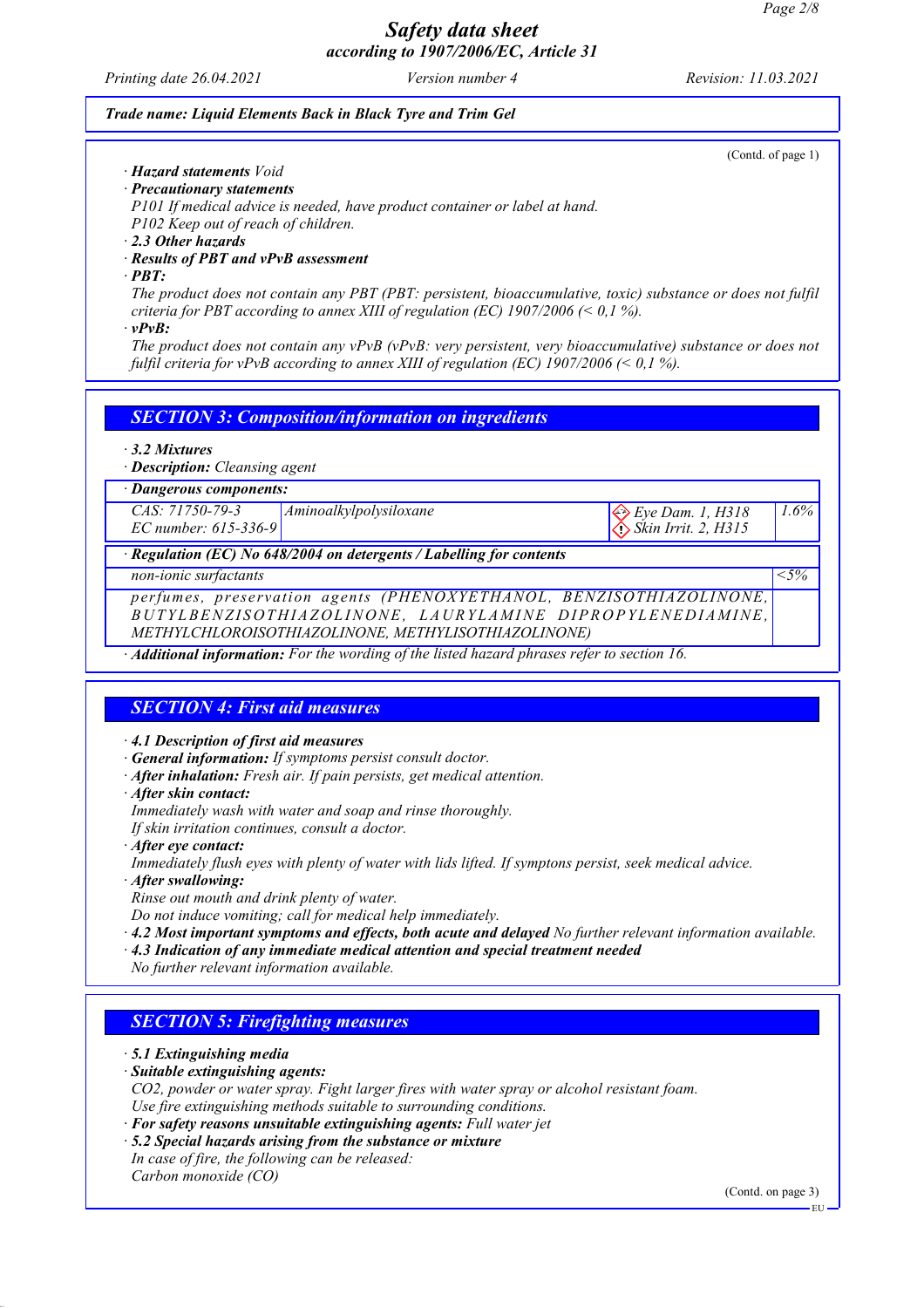*Trade name: Liquid Elements Back in Black Tyre and Trim Gel*

(Contd. of page 1)

· **Hazard statements** Void

· **Precautionary statements**

P101 If medical advice is needed, have product container or label at hand.

P102 Keep out of reach of children.

· **2.3 Other hazards**

· **Results of PBT and vPvB assessment**

· **PBT:**

The product does not contain any PBT (PBT: persistent, bioaccumulative, toxic) substance or does not fulfil criteria for PBT according to annex XIII of regulation (EC) 1907/2006 (< 0,1 %).

· **vPvB:**

The product does not contain any vPvB (vPvB: very persistent, very bioaccumulative) substance or does not fulfil criteria for vPvB according to annex XIII of regulation (EC) 1907/2006 (< 0,1 %).

## SECTION 3: Composition/information on ingredients

· **3.2 Mixtures**

· **Description:** Cleansing agent

| · **Dangerous components:** | | | |
|---|---|---|---|
| CAS: 71750-79-3<br>EC number: 615-336-9 | Aminoalkylpolysiloxane | Eye Dam. 1, H318<br>Skin Irrit. 2, H315 | 1.6% |

| · **Regulation (EC) No 648/2004 on detergents / Labelling for contents** | |
|---|---|
| non-ionic surfactants | <5% |
| perfumes, preservation agents (PHENOXYETHANOL, BENZISOTHIAZOLINONE, BUTYLBENZISOTHIAZOLINONE, LAURYLAMINE DIPROPYLENEDIAMINE, METHYLCHLOROISOTHIAZOLINONE, METHYLISOTHIAZOLINONE) | |

· **Additional information:** For the wording of the listed hazard phrases refer to section 16.

## SECTION 4: First aid measures

· **4.1 Description of first aid measures**

· **General information:** If symptoms persist consult doctor.

· **After inhalation:** Fresh air. If pain persists, get medical attention.

· **After skin contact:**

Immediately wash with water and soap and rinse thoroughly.

If skin irritation continues, consult a doctor.

· **After eye contact:**

Immediately flush eyes with plenty of water with lids lifted. If symptons persist, seek medical advice.

· **After swallowing:**

Rinse out mouth and drink plenty of water.

Do not induce vomiting; call for medical help immediately.

· **4.2 Most important symptoms and effects, both acute and delayed** No further relevant information available.

· **4.3 Indication of any immediate medical attention and special treatment needed**

No further relevant information available.

## SECTION 5: Firefighting measures

· **5.1 Extinguishing media**

· **Suitable extinguishing agents:**

CO2, powder or water spray. Fight larger fires with water spray or alcohol resistant foam.

Use fire extinguishing methods suitable to surrounding conditions.

· **For safety reasons unsuitable extinguishing agents:** Full water jet

· **5.2 Special hazards arising from the substance or mixture**

In case of fire, the following can be released:

Carbon monoxide (CO)

(Contd. on page 3)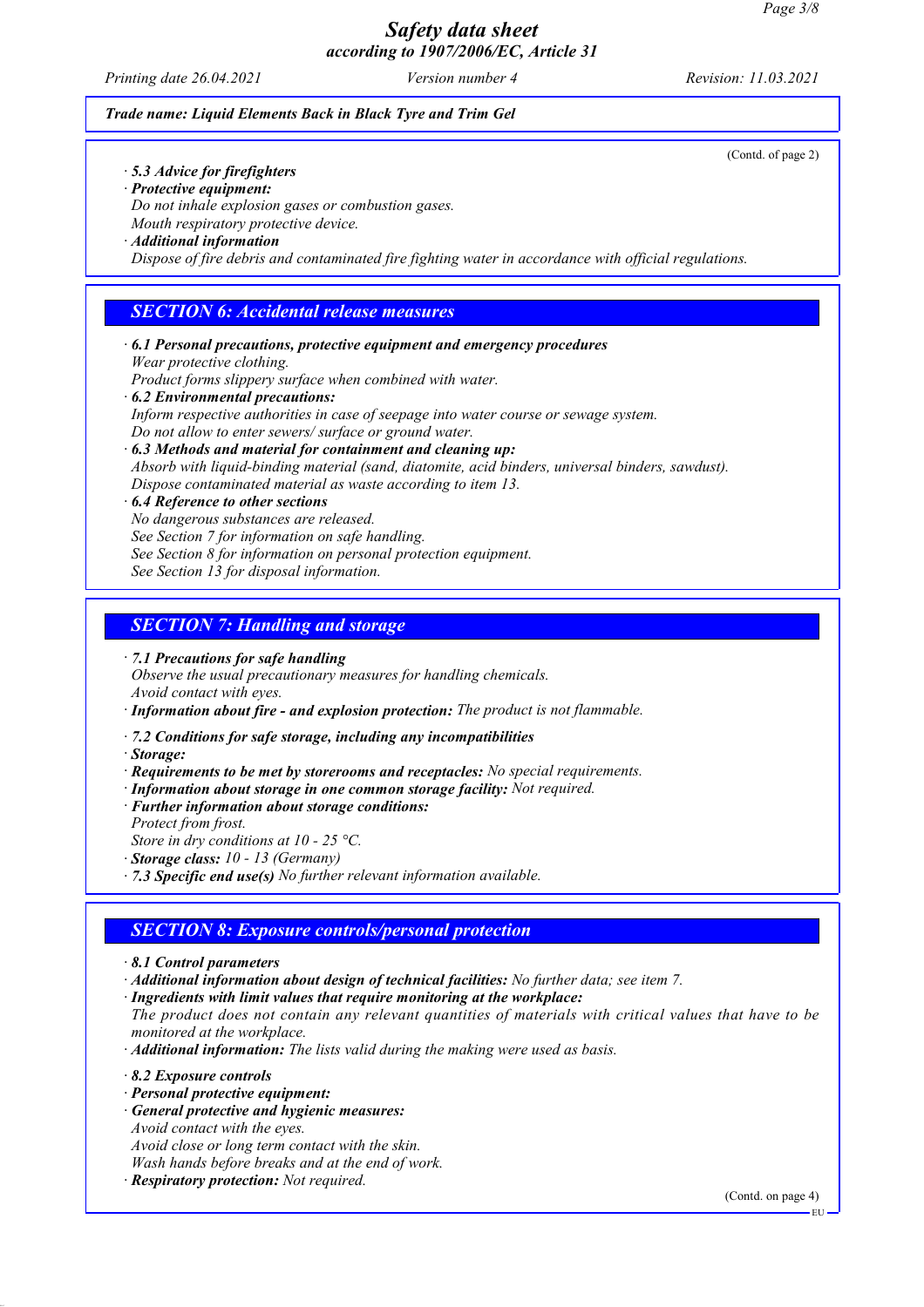*Trade name: Liquid Elements Back in Black Tyre and Trim Gel*

(Contd. of page 2)

· ***5.3 Advice for firefighters***

· ***Protective equipment:***

*Do not inhale explosion gases or combustion gases.*

*Mouth respiratory protective device.*

· ***Additional information***

*Dispose of fire debris and contaminated fire fighting water in accordance with official regulations.*

## *SECTION 6: Accidental release measures*

· ***6.1 Personal precautions, protective equipment and emergency procedures***

*Wear protective clothing.*

*Product forms slippery surface when combined with water.*

· ***6.2 Environmental precautions:***

*Inform respective authorities in case of seepage into water course or sewage system.*

*Do not allow to enter sewers/ surface or ground water.*

· ***6.3 Methods and material for containment and cleaning up:***

*Absorb with liquid-binding material (sand, diatomite, acid binders, universal binders, sawdust).*

*Dispose contaminated material as waste according to item 13.*

· ***6.4 Reference to other sections***

*No dangerous substances are released.*

*See Section 7 for information on safe handling.*

*See Section 8 for information on personal protection equipment.*

*See Section 13 for disposal information.*

## *SECTION 7: Handling and storage*

· ***7.1 Precautions for safe handling***

*Observe the usual precautionary measures for handling chemicals.*

*Avoid contact with eyes.*

· ***Information about fire - and explosion protection:*** *The product is not flammable.*

· ***7.2 Conditions for safe storage, including any incompatibilities***

· ***Storage:***

· ***Requirements to be met by storerooms and receptacles:*** *No special requirements.*

· ***Information about storage in one common storage facility:*** *Not required.*

· ***Further information about storage conditions:***

*Protect from frost.*

*Store in dry conditions at 10 - 25 °C.*

· ***Storage class:*** *10 - 13 (Germany)*

· ***7.3 Specific end use(s)*** *No further relevant information available.*

## *SECTION 8: Exposure controls/personal protection*

· ***8.1 Control parameters***

· ***Additional information about design of technical facilities:*** *No further data; see item 7.*

· ***Ingredients with limit values that require monitoring at the workplace:***

*The product does not contain any relevant quantities of materials with critical values that have to be monitored at the workplace.*

· ***Additional information:*** *The lists valid during the making were used as basis.*

· ***8.2 Exposure controls***

· ***Personal protective equipment:***

· ***General protective and hygienic measures:***

*Avoid contact with the eyes.*

*Avoid close or long term contact with the skin.*

*Wash hands before breaks and at the end of work.*

· ***Respiratory protection:*** *Not required.*

(Contd. on page 4)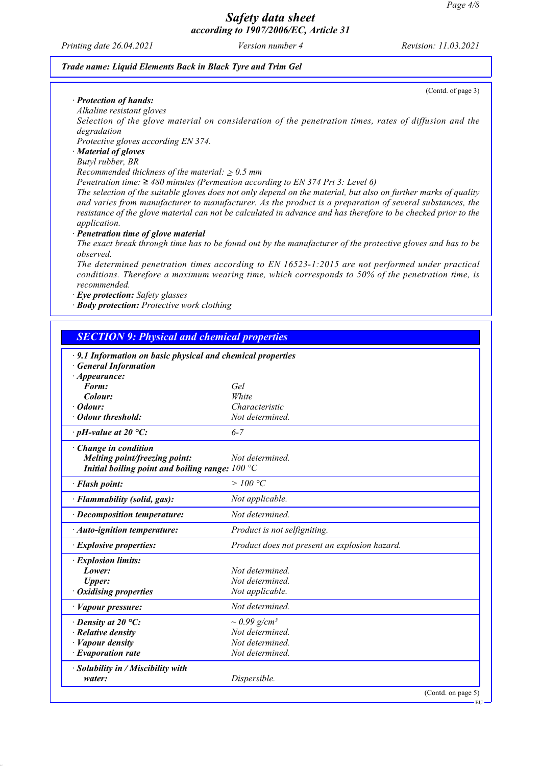Trade name: Liquid Elements Back in Black Tyre and Trim Gel

(Contd. of page 3)

· **Protection of hands:**
Alkaline resistant gloves
Selection of the glove material on consideration of the penetration times, rates of diffusion and the degradation
Protective gloves according EN 374.
· **Material of gloves**
Butyl rubber, BR
Recommended thickness of the material: ≥ 0.5 mm
Penetration time: ≥ 480 minutes (Permeation according to EN 374 Prt 3: Level 6)
The selection of the suitable gloves does not only depend on the material, but also on further marks of quality and varies from manufacturer to manufacturer. As the product is a preparation of several substances, the resistance of the glove material can not be calculated in advance and has therefore to be checked prior to the application.
· **Penetration time of glove material**
The exact break through time has to be found out by the manufacturer of the protective gloves and has to be observed.
The determined penetration times according to EN 16523-1:2015 are not performed under practical conditions. Therefore a maximum wearing time, which corresponds to 50% of the penetration time, is recommended.
· **Eye protection:** Safety glasses
· **Body protection:** Protective work clothing

## SECTION 9: Physical and chemical properties

· **9.1 Information on basic physical and chemical properties**
· **General Information**

| | |
|---|---|
| · **Appearance:** | |
| **Form:** | Gel |
| **Colour:** | White |
| · **Odour:** | Characteristic |
| · **Odour threshold:** | Not determined. |
| · **pH-value at 20 °C:** | 6-7 |
| · **Change in condition** | |
| **Melting point/freezing point:** | Not determined. |
| **Initial boiling point and boiling range:** | 100 °C |
| · **Flash point:** | > 100 °C |
| · **Flammability (solid, gas):** | Not applicable. |
| · **Decomposition temperature:** | Not determined. |
| · **Auto-ignition temperature:** | Product is not selfigniting. |
| · **Explosive properties:** | Product does not present an explosion hazard. |
| · **Explosion limits:** | |
| **Lower:** | Not determined. |
| **Upper:** | Not determined. |
| · **Oxidising properties** | Not applicable. |
| · **Vapour pressure:** | Not determined. |
| · **Density at 20 °C:** | ~ 0.99 g/cm³ |
| · **Relative density** | Not determined. |
| · **Vapour density** | Not determined. |
| · **Evaporation rate** | Not determined. |
| · **Solubility in / Miscibility with** | |
| **water:** | Dispersible. |

(Contd. on page 5)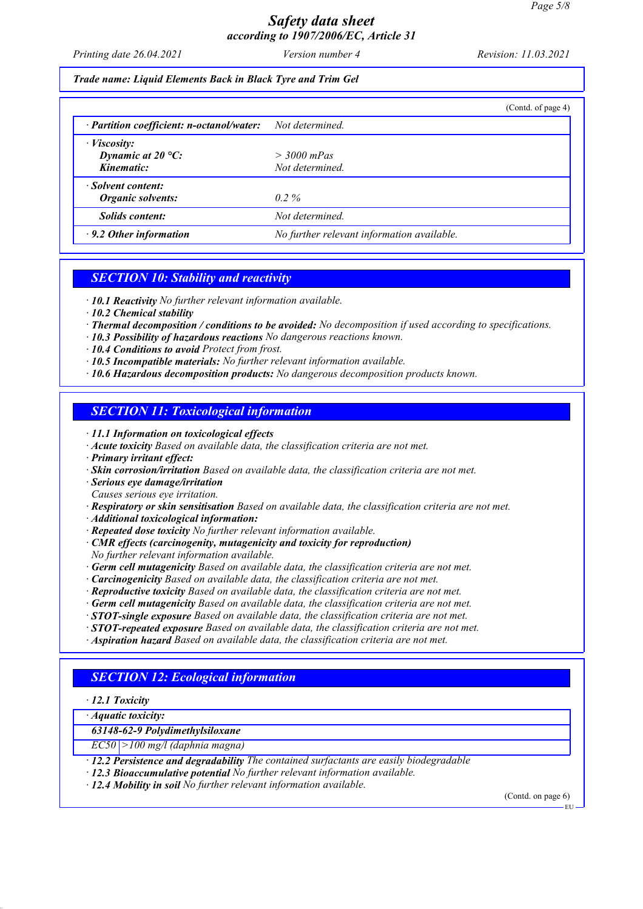*Trade name: Liquid Elements Back in Black Tyre and Trim Gel*

(Contd. of page 4)

| | |
|---|---|
| · **Partition coefficient: n-octanol/water:** | Not determined. |
| · **Viscosity:** | |
| **Dynamic at 20 °C:** | > 3000 mPas |
| **Kinematic:** | Not determined. |
| · **Solvent content:** | |
| **Organic solvents:** | 0.2 % |
| **Solids content:** | Not determined. |
| · **9.2 Other information** | No further relevant information available. |

## SECTION 10: Stability and reactivity

- · **10.1 Reactivity** No further relevant information available.
- · **10.2 Chemical stability**
- · **Thermal decomposition / conditions to be avoided:** No decomposition if used according to specifications.
- · **10.3 Possibility of hazardous reactions** No dangerous reactions known.
- · **10.4 Conditions to avoid** Protect from frost.
- · **10.5 Incompatible materials:** No further relevant information available.
- · **10.6 Hazardous decomposition products:** No dangerous decomposition products known.

## SECTION 11: Toxicological information

- · **11.1 Information on toxicological effects**
- · **Acute toxicity** Based on available data, the classification criteria are not met.
- · **Primary irritant effect:**
- · **Skin corrosion/irritation** Based on available data, the classification criteria are not met.
- · **Serious eye damage/irritation**
  Causes serious eye irritation.
- · **Respiratory or skin sensitisation** Based on available data, the classification criteria are not met.
- · **Additional toxicological information:**
- · **Repeated dose toxicity** No further relevant information available.
- · **CMR effects (carcinogenity, mutagenicity and toxicity for reproduction)**
  No further relevant information available.
- · **Germ cell mutagenicity** Based on available data, the classification criteria are not met.
- · **Carcinogenicity** Based on available data, the classification criteria are not met.
- · **Reproductive toxicity** Based on available data, the classification criteria are not met.
- · **Germ cell mutagenicity** Based on available data, the classification criteria are not met.
- · **STOT-single exposure** Based on available data, the classification criteria are not met.
- · **STOT-repeated exposure** Based on available data, the classification criteria are not met.
- · **Aspiration hazard** Based on available data, the classification criteria are not met.

## SECTION 12: Ecological information

- · **12.1 Toxicity**

| · **Aquatic toxicity:** | |
|---|---|
| **63148-62-9 Polydimethylsiloxane** | |
| EC50 | >100 mg/l (daphnia magna) |

- · **12.2 Persistence and degradability** The contained surfactants are easily biodegradable
- · **12.3 Bioaccumulative potential** No further relevant information available.
- · **12.4 Mobility in soil** No further relevant information available.

(Contd. on page 6)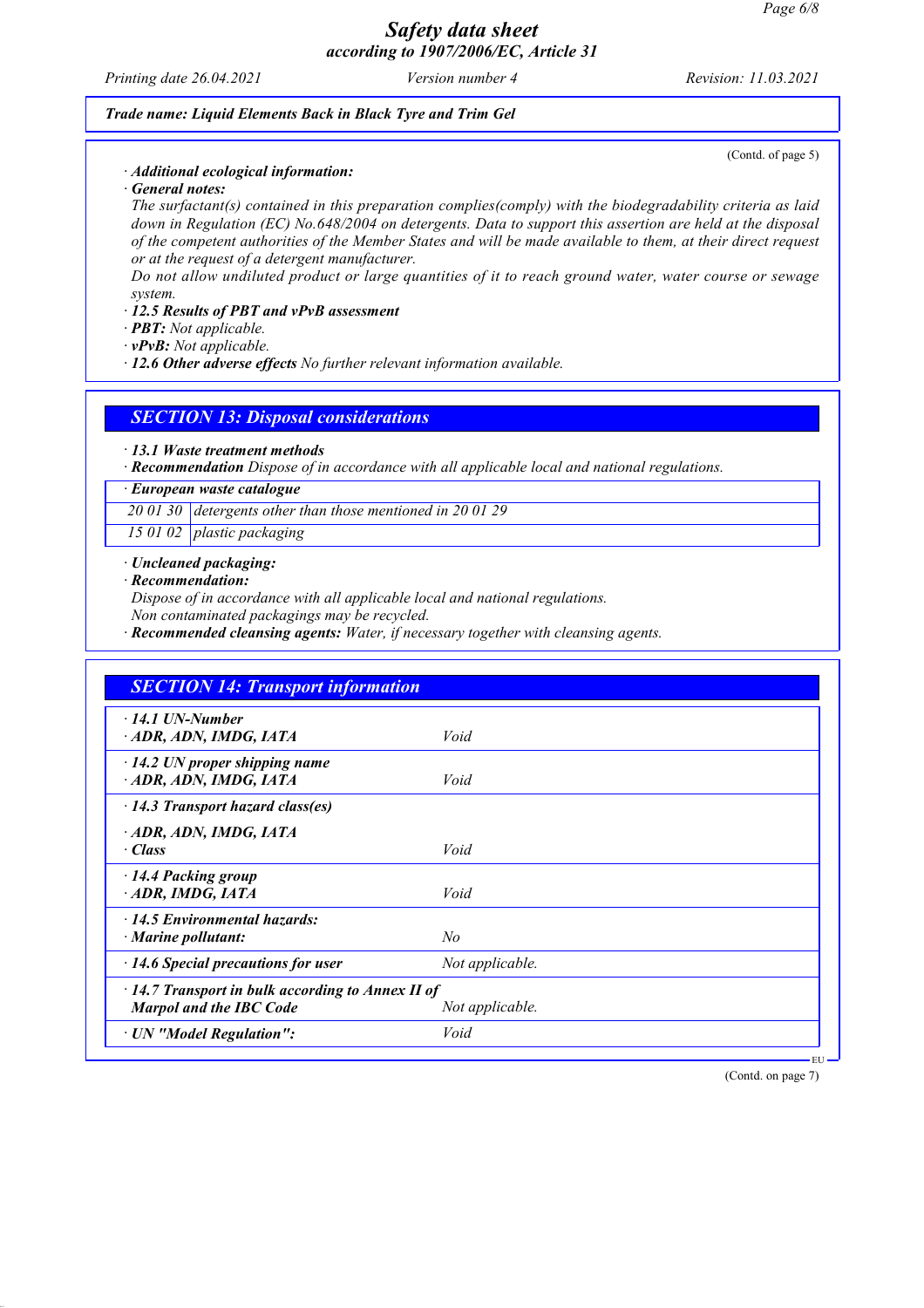*Trade name: Liquid Elements Back in Black Tyre and Trim Gel*

(Contd. of page 5)

· ***Additional ecological information:***

· ***General notes:***

*The surfactant(s) contained in this preparation complies(comply) with the biodegradability criteria as laid down in Regulation (EC) No.648/2004 on detergents. Data to support this assertion are held at the disposal of the competent authorities of the Member States and will be made available to them, at their direct request or at the request of a detergent manufacturer.*

*Do not allow undiluted product or large quantities of it to reach ground water, water course or sewage system.*

· ***12.5 Results of PBT and vPvB assessment***

· ***PBT:*** *Not applicable.*

· ***vPvB:*** *Not applicable.*

· ***12.6 Other adverse effects*** *No further relevant information available.*

## *SECTION 13: Disposal considerations*

· ***13.1 Waste treatment methods***

· ***Recommendation*** *Dispose of in accordance with all applicable local and national regulations.*

| · ***European waste catalogue*** | |
|---|---|
| *20 01 30* | *detergents other than those mentioned in 20 01 29* |
| *15 01 02* | *plastic packaging* |

· ***Uncleaned packaging:***

· ***Recommendation:***

*Dispose of in accordance with all applicable local and national regulations.*

*Non contaminated packagings may be recycled.*

· ***Recommended cleansing agents:*** *Water, if necessary together with cleansing agents.*

## *SECTION 14: Transport information*

| | |
|---|---|
| · ***14.1 UN-Number*** <br> · ***ADR, ADN, IMDG, IATA*** | *Void* |
| · ***14.2 UN proper shipping name*** <br> · ***ADR, ADN, IMDG, IATA*** | *Void* |
| · ***14.3 Transport hazard class(es)*** <br> · ***ADR, ADN, IMDG, IATA*** <br> · ***Class*** | *Void* |
| · ***14.4 Packing group*** <br> · ***ADR, IMDG, IATA*** | *Void* |
| · ***14.5 Environmental hazards:*** <br> · ***Marine pollutant:*** | *No* |
| · ***14.6 Special precautions for user*** | *Not applicable.* |
| · ***14.7 Transport in bulk according to Annex II of Marpol and the IBC Code*** | *Not applicable.* |
| · ***UN "Model Regulation":*** | *Void* |

(Contd. on page 7)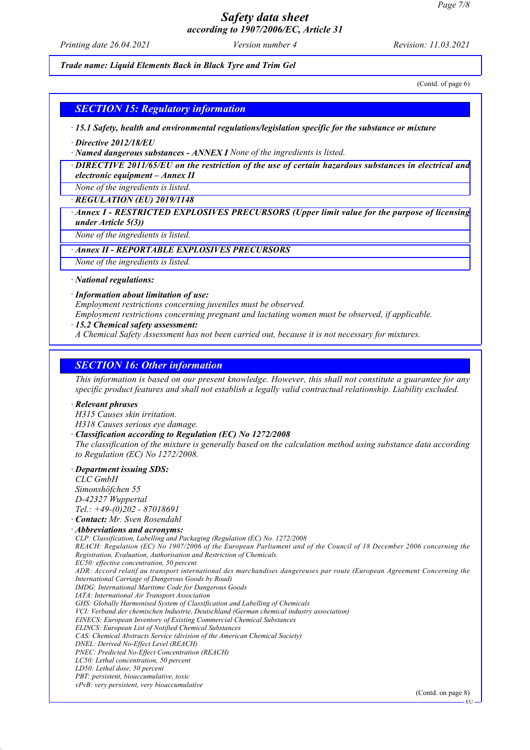*Trade name: Liquid Elements Back in Black Tyre and Trim Gel*

(Contd. of page 6)

## SECTION 15: Regulatory information

· **15.1 Safety, health and environmental regulations/legislation specific for the substance or mixture**

· **Directive 2012/18/EU**

· **Named dangerous substances - ANNEX I** None of the ingredients is listed.

· **DIRECTIVE 2011/65/EU on the restriction of the use of certain hazardous substances in electrical and electronic equipment – Annex II**

None of the ingredients is listed.

· **REGULATION (EU) 2019/1148**

· **Annex I - RESTRICTED EXPLOSIVES PRECURSORS (Upper limit value for the purpose of licensing under Article 5(3))**

None of the ingredients is listed.

· **Annex II - REPORTABLE EXPLOSIVES PRECURSORS**

None of the ingredients is listed.

· **National regulations:**

· **Information about limitation of use:**

Employment restrictions concerning juveniles must be observed.

Employment restrictions concerning pregnant and lactating women must be observed, if applicable.

· **15.2 Chemical safety assessment:**

A Chemical Safety Assessment has not been carried out, because it is not necessary for mixtures.

## SECTION 16: Other information

This information is based on our present knowledge. However, this shall not constitute a guarantee for any specific product features and shall not establish a legally valid contractual relationship. Liability excluded.

· **Relevant phrases**

H315 Causes skin irritation.

H318 Causes serious eye damage.

· **Classification according to Regulation (EC) No 1272/2008**

The classification of the mixture is generally based on the calculation method using substance data according to Regulation (EC) No 1272/2008.

· **Department issuing SDS:**

CLC GmbH

Simonshöfchen 55

D-42327 Wuppertal

Tel.: +49-(0)202 - 87018691

· **Contact:** Mr. Sven Rosendahl

· **Abbreviations and acronyms:**

CLP: Classification, Labelling and Packaging (Regulation (EC) No. 1272/2008

REACH: Regulation (EC) No 1907/2006 of the European Parliament and of the Council of 18 December 2006 concerning the Registration, Evaluation, Authorisation and Restriction of Chemicals.

EC50: effective concentration, 50 percent

ADR: Accord relatif au transport international des marchandises dangereuses par route (European Agreement Concerning the International Carriage of Dangerous Goods by Road)

IMDG: International Maritime Code for Dangerous Goods

IATA: International Air Transport Association

GHS: Globally Harmonised System of Classification and Labelling of Chemicals

VCI: Verband der chemischen Industrie, Deutschland (German chemical industry association)

EINECS: European Inventory of Existing Commercial Chemical Substances

ELINCS: European List of Notified Chemical Substances

CAS: Chemical Abstracts Service (division of the American Chemical Society)

DNEL: Derived No-Effect Level (REACH)

PNEC: Predicted No-Effect Concentration (REACH)

LC50: Lethal concentration, 50 percent

LD50: Lethal dose, 50 percent

PBT: persistent, bioaccumulative, toxic

vPvB: very persistent, very bioaccumulative

(Contd. on page 8)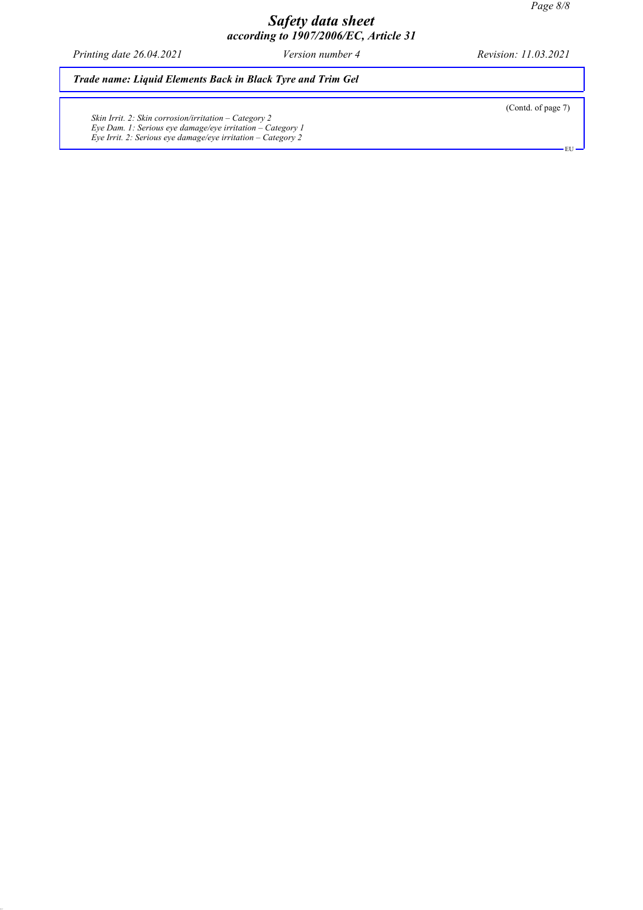*Trade name: Liquid Elements Back in Black Tyre and Trim Gel*

(Contd. of page 7)

*Skin Irrit. 2: Skin corrosion/irritation – Category 2*
*Eye Dam. 1: Serious eye damage/eye irritation – Category 1*
*Eye Irrit. 2: Serious eye damage/eye irritation – Category 2*